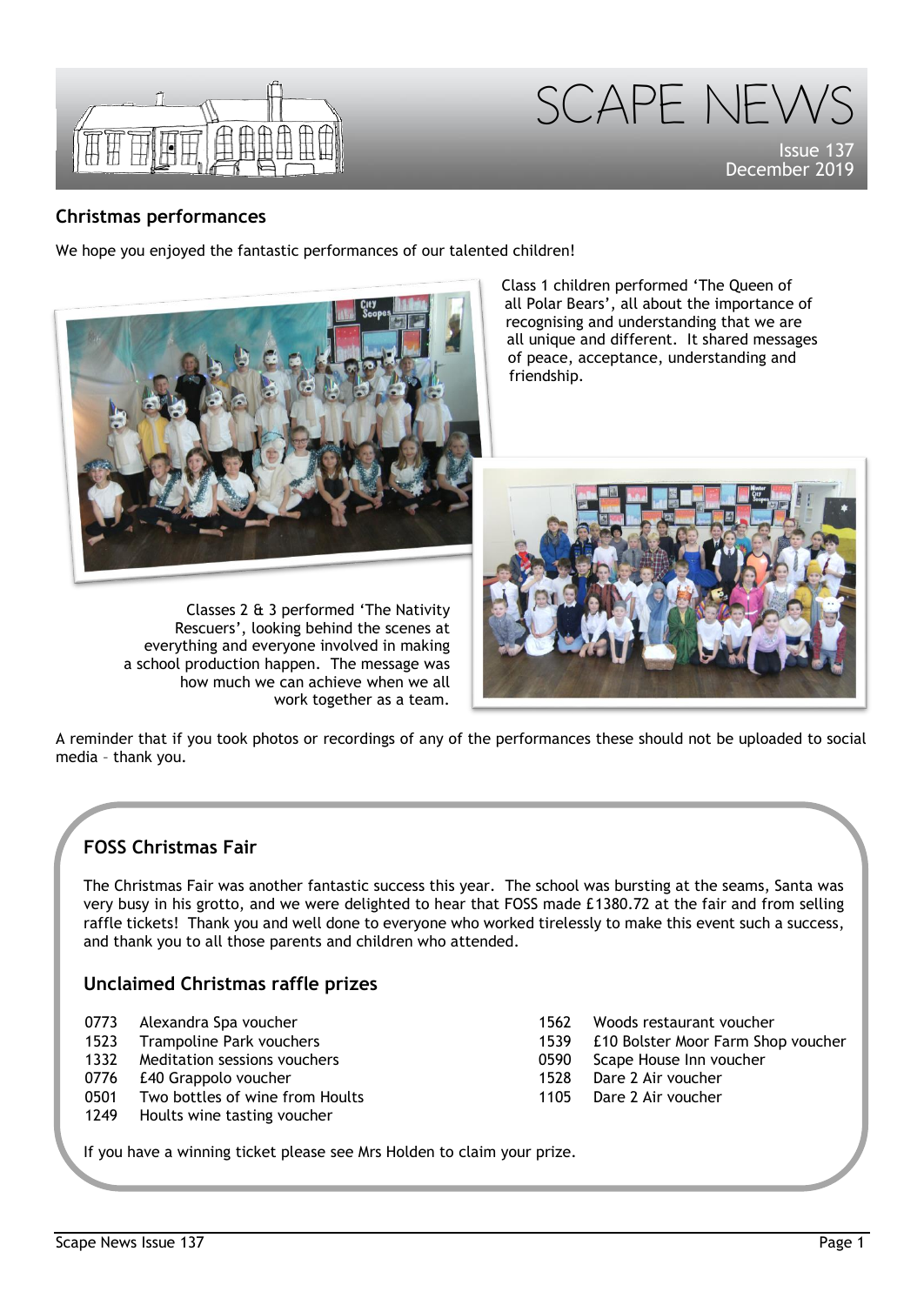# SCAPE NEWS

Issue 137
December 2019

## Christmas performances

We hope you enjoyed the fantastic performances of our talented children!

Class 1 children performed 'The Queen of all Polar Bears', all about the importance of recognising and understanding that we are all unique and different. It shared messages of peace, acceptance, understanding and friendship.

Classes 2 & 3 performed 'The Nativity Rescuers', looking behind the scenes at everything and everyone involved in making a school production happen. The message was how much we can achieve when we all work together as a team.

A reminder that if you took photos or recordings of any of the performances these should not be uploaded to social media – thank you.

## FOSS Christmas Fair

The Christmas Fair was another fantastic success this year. The school was bursting at the seams, Santa was very busy in his grotto, and we were delighted to hear that FOSS made £1380.72 at the fair and from selling raffle tickets! Thank you and well done to everyone who worked tirelessly to make this event such a success, and thank you to all those parents and children who attended.

## Unclaimed Christmas raffle prizes

| | |
|---|---|
| 0773 | Alexandra Spa voucher |
| 1523 | Trampoline Park vouchers |
| 1332 | Meditation sessions vouchers |
| 0776 | £40 Grappolo voucher |
| 0501 | Two bottles of wine from Hoults |
| 1249 | Hoults wine tasting voucher |
| 1562 | Woods restaurant voucher |
| 1539 | £10 Bolster Moor Farm Shop voucher |
| 0590 | Scape House Inn voucher |
| 1528 | Dare 2 Air voucher |
| 1105 | Dare 2 Air voucher |

If you have a winning ticket please see Mrs Holden to claim your prize.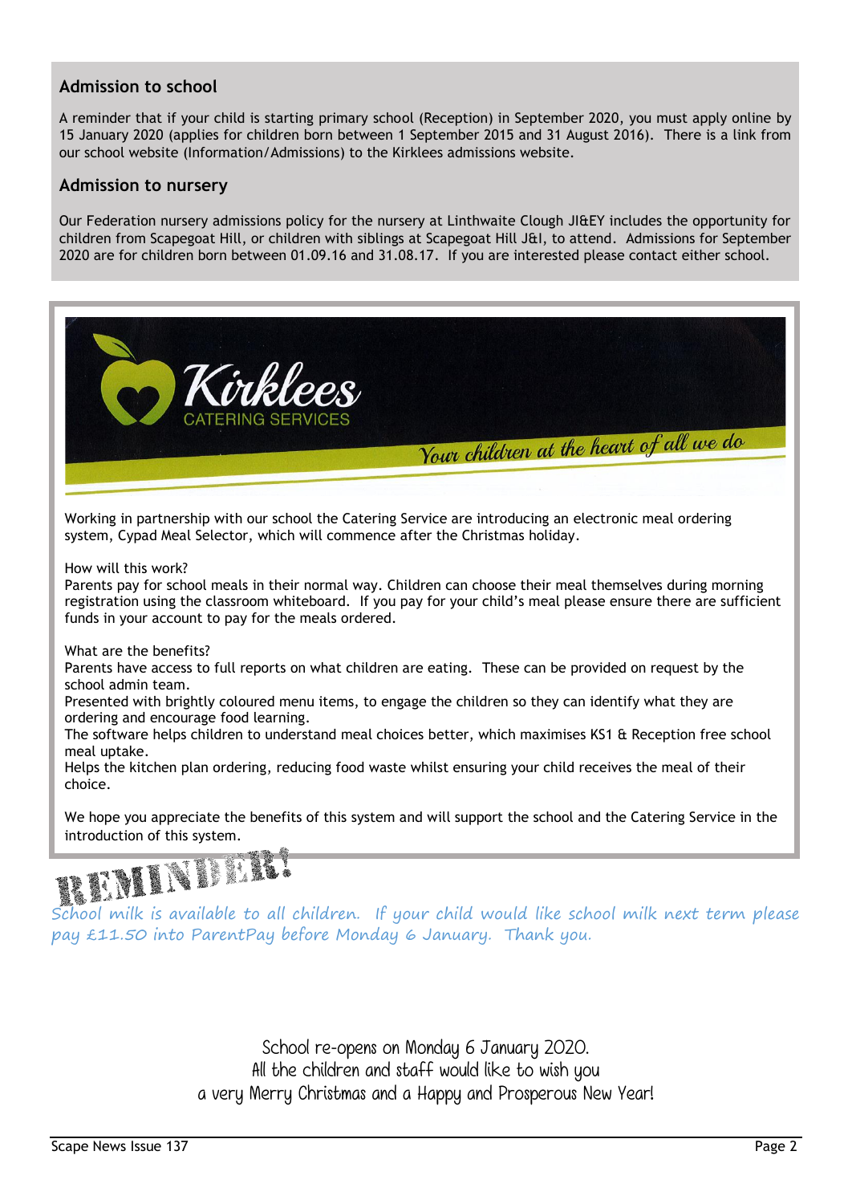## Admission to school

A reminder that if your child is starting primary school (Reception) in September 2020, you must apply online by 15 January 2020 (applies for children born between 1 September 2015 and 31 August 2016). There is a link from our school website (Information/Admissions) to the Kirklees admissions website.

## Admission to nursery

Our Federation nursery admissions policy for the nursery at Linthwaite Clough JI&EY includes the opportunity for children from Scapegoat Hill, or children with siblings at Scapegoat Hill J&I, to attend. Admissions for September 2020 are for children born between 01.09.16 and 31.08.17. If you are interested please contact either school.

## Kirklees CATERING SERVICES

*Your children at the heart of all we do*

Working in partnership with our school the Catering Service are introducing an electronic meal ordering system, Cypad Meal Selector, which will commence after the Christmas holiday.

How will this work?
Parents pay for school meals in their normal way. Children can choose their meal themselves during morning registration using the classroom whiteboard. If you pay for your child's meal please ensure there are sufficient funds in your account to pay for the meals ordered.

What are the benefits?
Parents have access to full reports on what children are eating. These can be provided on request by the school admin team.
Presented with brightly coloured menu items, to engage the children so they can identify what they are ordering and encourage food learning.
The software helps children to understand meal choices better, which maximises KS1 & Reception free school meal uptake.
Helps the kitchen plan ordering, reducing food waste whilst ensuring your child receives the meal of their choice.

We hope you appreciate the benefits of this system and will support the school and the Catering Service in the introduction of this system.

## REMINDER!

School milk is available to all children. If your child would like school milk next term please pay £11.50 into ParentPay before Monday 6 January. Thank you.

School re-opens on Monday 6 January 2020.
All the children and staff would like to wish you
a very Merry Christmas and a Happy and Prosperous New Year!